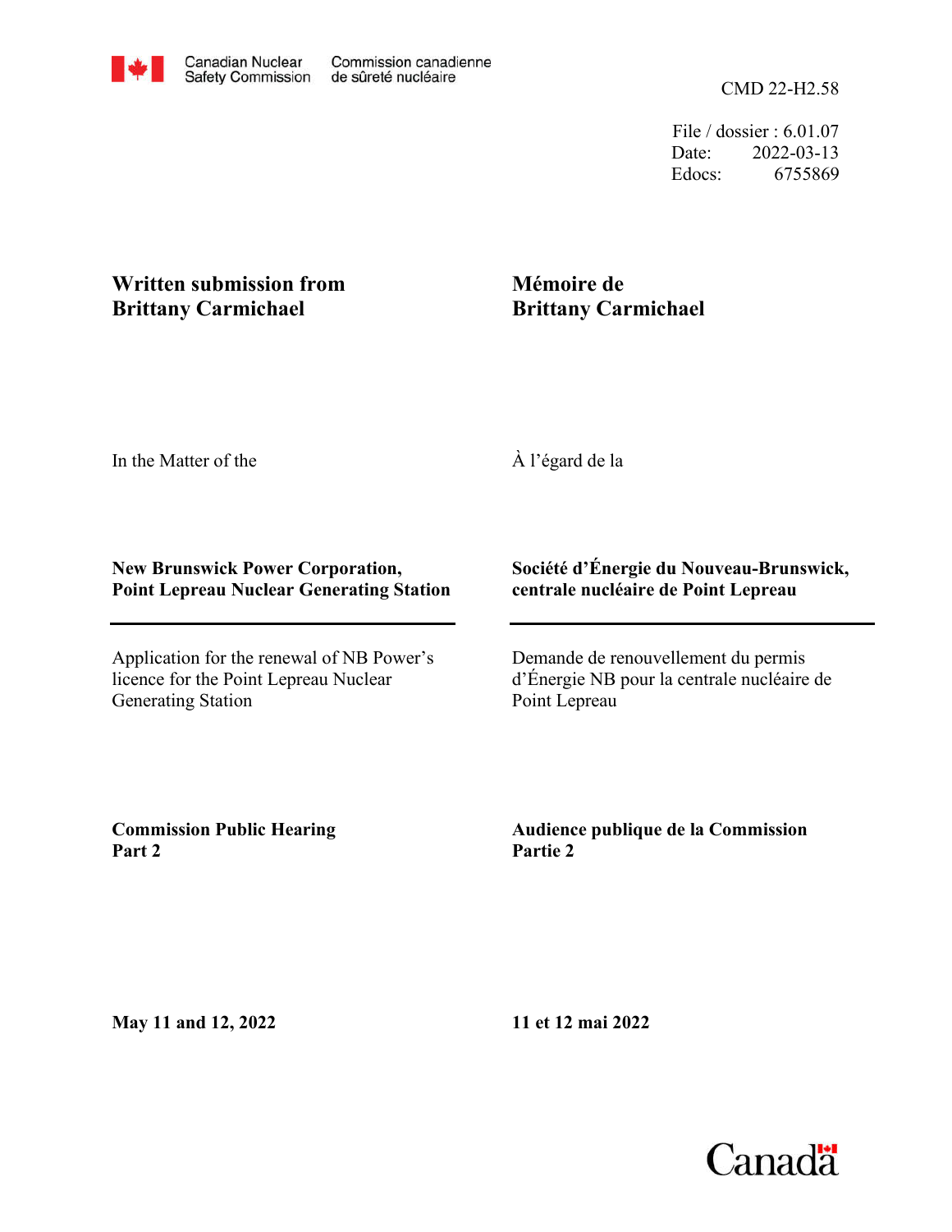Canadian Nuclear Safety Commission — Commission canadienne de sûreté nucléaire

CMD 22-H2.58

File / dossier : 6.01.07
Date: 2022-03-13
Edocs: 6755869

**Written submission from Brittany Carmichael**

**Mémoire de Brittany Carmichael**

In the Matter of the

À l'égard de la

**New Brunswick Power Corporation, Point Lepreau Nuclear Generating Station**

**Société d'Énergie du Nouveau-Brunswick, centrale nucléaire de Point Lepreau**

Application for the renewal of NB Power's licence for the Point Lepreau Nuclear Generating Station

Demande de renouvellement du permis d'Énergie NB pour la centrale nucléaire de Point Lepreau

**Commission Public Hearing Part 2**

**Audience publique de la Commission Partie 2**

**May 11 and 12, 2022**

**11 et 12 mai 2022**

Canada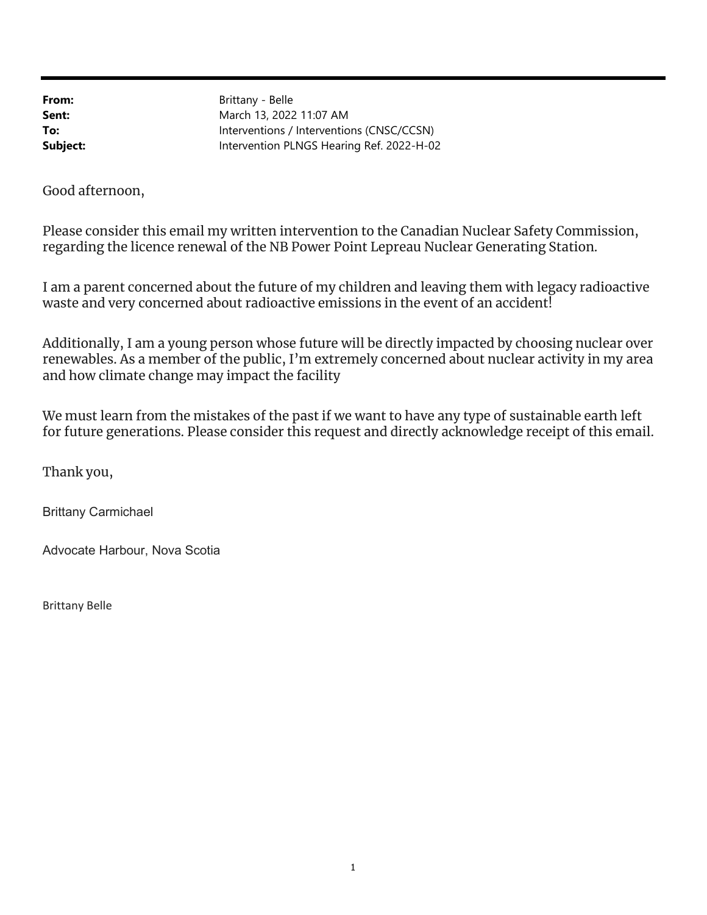**From:** Brittany - Belle
**Sent:** March 13, 2022 11:07 AM
**To:** Interventions / Interventions (CNSC/CCSN)
**Subject:** Intervention PLNGS Hearing Ref. 2022-H-02

Good afternoon,

Please consider this email my written intervention to the Canadian Nuclear Safety Commission, regarding the licence renewal of the NB Power Point Lepreau Nuclear Generating Station.

I am a parent concerned about the future of my children and leaving them with legacy radioactive waste and very concerned about radioactive emissions in the event of an accident!

Additionally, I am a young person whose future will be directly impacted by choosing nuclear over renewables. As a member of the public, I'm extremely concerned about nuclear activity in my area and how climate change may impact the facility

We must learn from the mistakes of the past if we want to have any type of sustainable earth left for future generations. Please consider this request and directly acknowledge receipt of this email.

Thank you,

Brittany Carmichael

Advocate Harbour, Nova Scotia

Brittany Belle